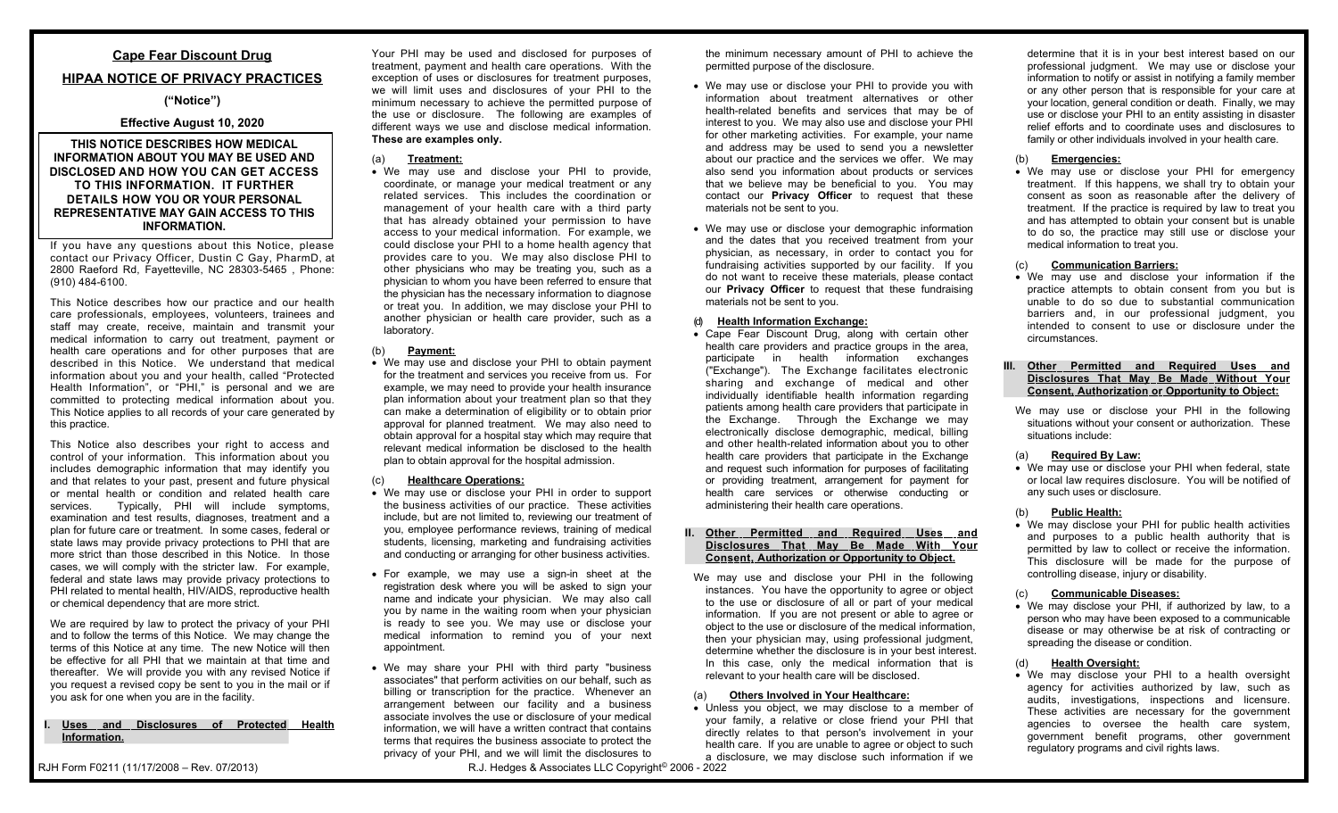# Cape Fear Discount Drug

## HIPAA NOTICE OF PRIVACY PRACTICES

**("Notice")**

**Effective August 10, 2020**

**THIS NOTICE DESCRIBES HOW MEDICAL INFORMATION ABOUT YOU MAY BE USED AND DISCLOSED AND HOW YOU CAN GET ACCESS TO THIS INFORMATION. IT FURTHER DETAILS HOW YOU OR YOUR PERSONAL REPRESENTATIVE MAY GAIN ACCESS TO THIS INFORMATION.**

If you have any questions about this Notice, please contact our Privacy Officer, Dustin C Gay, PharmD, at 2800 Raeford Rd, Fayetteville, NC 28303-5465 , Phone: (910) 484-6100.

This Notice describes how our practice and our health care professionals, employees, volunteers, trainees and staff may create, receive, maintain and transmit your medical information to carry out treatment, payment or health care operations and for other purposes that are described in this Notice. We understand that medical information about you and your health, called "Protected Health Information", or "PHI," is personal and we are committed to protecting medical information about you. This Notice applies to all records of your care generated by this practice.

This Notice also describes your right to access and control of your information. This information about you includes demographic information that may identify you and that relates to your past, present and future physical or mental health or condition and related health care services. Typically, PHI will include symptoms, examination and test results, diagnoses, treatment and a plan for future care or treatment. In some cases, federal or state laws may provide privacy protections to PHI that are more strict than those described in this Notice. In those cases, we will comply with the stricter law. For example, federal and state laws may provide privacy protections to PHI related to mental health, HIV/AIDS, reproductive health or chemical dependency that are more strict.

We are required by law to protect the privacy of your PHI and to follow the terms of this Notice. We may change the terms of this Notice at any time. The new Notice will then be effective for all PHI that we maintain at that time and thereafter. We will provide you with any revised Notice if you request a revised copy be sent to you in the mail or if you ask for one when you are in the facility.

## I. Uses and Disclosures of Protected Health Information.

Your PHI may be used and disclosed for purposes of treatment, payment and health care operations. With the exception of uses or disclosures for treatment purposes, we will limit uses and disclosures of your PHI to the minimum necessary to achieve the permitted purpose of the use or disclosure. The following are examples of different ways we use and disclose medical information. **These are examples only.**

### (a) Treatment:

- We may use and disclose your PHI to provide, coordinate, or manage your medical treatment or any related services. This includes the coordination or management of your health care with a third party that has already obtained your permission to have access to your medical information. For example, we could disclose your PHI to a home health agency that provides care to you. We may also disclose PHI to other physicians who may be treating you, such as a physician to whom you have been referred to ensure that the physician has the necessary information to diagnose or treat you. In addition, we may disclose your PHI to another physician or health care provider, such as a laboratory.

### (b) Payment:

- We may use and disclose your PHI to obtain payment for the treatment and services you receive from us. For example, we may need to provide your health insurance plan information about your treatment plan so that they can make a determination of eligibility or to obtain prior approval for planned treatment. We may also need to obtain approval for a hospital stay which may require that relevant medical information be disclosed to the health plan to obtain approval for the hospital admission.

### (c) Healthcare Operations:

- We may use or disclose your PHI in order to support the business activities of our practice. These activities include, but are not limited to, reviewing our treatment of you, employee performance reviews, training of medical students, licensing, marketing and fundraising activities and conducting or arranging for other business activities.
- For example, we may use a sign-in sheet at the registration desk where you will be asked to sign your name and indicate your physician. We may also call you by name in the waiting room when your physician is ready to see you. We may use or disclose your medical information to remind you of your next appointment.
- We may share your PHI with third party "business associates" that perform activities on our behalf, such as billing or transcription for the practice. Whenever an arrangement between our facility and a business associate involves the use or disclosure of your medical information, we will have a written contract that contains terms that requires the business associate to protect the privacy of your PHI, and we will limit the disclosures to the minimum necessary amount of PHI to achieve the permitted purpose of the disclosure.
- We may use or disclose your PHI to provide you with information about treatment alternatives or other health-related benefits and services that may be of interest to you. We may also use and disclose your PHI for other marketing activities. For example, your name and address may be used to send you a newsletter about our practice and the services we offer. We may also send you information about products or services that we believe may be beneficial to you. You may contact our **Privacy Officer** to request that these materials not be sent to you.
- We may use or disclose your demographic information and the dates that you received treatment from your physician, as necessary, in order to contact you for fundraising activities supported by our facility. If you do not want to receive these materials, please contact our **Privacy Officer** to request that these fundraising materials not be sent to you.

### (d) Health Information Exchange:

- Cape Fear Discount Drug, along with certain other health care providers and practice groups in the area, participate in health information exchanges ("Exchange"). The Exchange facilitates electronic sharing and exchange of medical and other individually identifiable health information regarding patients among health care providers that participate in the Exchange. Through the Exchange we may electronically disclose demographic, medical, billing and other health-related information about you to other health care providers that participate in the Exchange and request such information for purposes of facilitating or providing treatment, arrangement for payment for health care services or otherwise conducting or administering their health care operations.

## II. Other Permitted and Required Uses and Disclosures That May Be Made With Your Consent, Authorization or Opportunity to Object.

We may use and disclose your PHI in the following instances. You have the opportunity to agree or object to the use or disclosure of all or part of your medical information. If you are not present or able to agree or object to the use or disclosure of the medical information, then your physician may, using professional judgment, determine whether the disclosure is in your best interest. In this case, only the medical information that is relevant to your health care will be disclosed.

### (a) Others Involved in Your Healthcare:

- Unless you object, we may disclose to a member of your family, a relative or close friend your PHI that directly relates to that person's involvement in your health care. If you are unable to agree or object to such a disclosure, we may disclose such information if we determine that it is in your best interest based on our professional judgment. We may use or disclose your information to notify or assist in notifying a family member or any other person that is responsible for your care at your location, general condition or death. Finally, we may use or disclose your PHI to an entity assisting in disaster relief efforts and to coordinate uses and disclosures to family or other individuals involved in your health care.

### (b) Emergencies:

- We may use or disclose your PHI for emergency treatment. If this happens, we shall try to obtain your consent as soon as reasonable after the delivery of treatment. If the practice is required by law to treat you and has attempted to obtain your consent but is unable to do so, the practice may still use or disclose your medical information to treat you.

### (c) Communication Barriers:

- We may use and disclose your information if the practice attempts to obtain consent from you but is unable to do so due to substantial communication barriers and, in our professional judgment, you intended to consent to use or disclosure under the circumstances.

## III. Other Permitted and Required Uses and Disclosures That May Be Made Without Your Consent, Authorization or Opportunity to Object:

We may use or disclose your PHI in the following situations without your consent or authorization. These situations include:

### (a) Required By Law:

- We may use or disclose your PHI when federal, state or local law requires disclosure. You will be notified of any such uses or disclosure.

### (b) Public Health:

- We may disclose your PHI for public health activities and purposes to a public health authority that is permitted by law to collect or receive the information. This disclosure will be made for the purpose of controlling disease, injury or disability.

### (c) Communicable Diseases:

- We may disclose your PHI, if authorized by law, to a person who may have been exposed to a communicable disease or may otherwise be at risk of contracting or spreading the disease or condition.

### (d) Health Oversight:

- We may disclose your PHI to a health oversight agency for activities authorized by law, such as audits, investigations, inspections and licensure. These activities are necessary for the government agencies to oversee the health care system, government benefit programs, other government regulatory programs and civil rights laws.

RJH Form F0211 (11/17/2008 – Rev. 07/2013) R.J. Hedges & Associates LLC Copyright© 2006 - 2022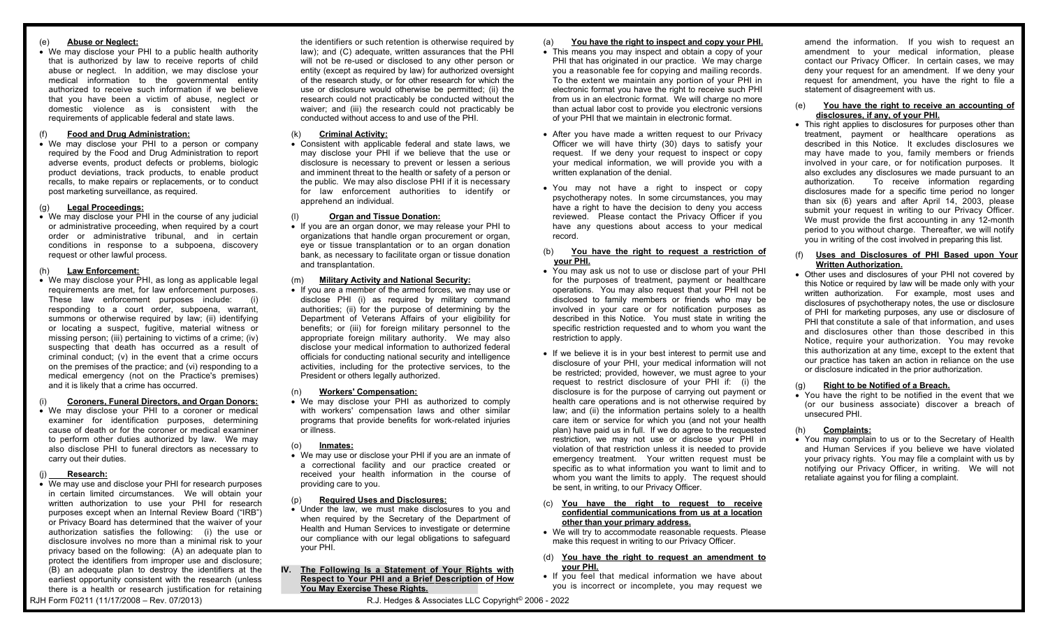#### (e) **Abuse or Neglect:**

- We may disclose your PHI to a public health authority that is authorized by law to receive reports of child abuse or neglect. In addition, we may disclose your medical information to the governmental entity authorized to receive such information if we believe that you have been a victim of abuse, neglect or domestic violence as is consistent with the requirements of applicable federal and state laws.

#### (f) **Food and Drug Administration:**

- We may disclose your PHI to a person or company required by the Food and Drug Administration to report adverse events, product defects or problems, biologic product deviations, track products, to enable product recalls, to make repairs or replacements, or to conduct post marketing surveillance, as required.

#### (g) **Legal Proceedings:**

- We may disclose your PHI in the course of any judicial or administrative proceeding, when required by a court order or administrative tribunal, and in certain conditions in response to a subpoena, discovery request or other lawful process.

#### (h) **Law Enforcement:**

- We may disclose your PHI, as long as applicable legal requirements are met, for law enforcement purposes. These law enforcement purposes include: (i) responding to a court order, subpoena, warrant, summons or otherwise required by law; (ii) identifying or locating a suspect, fugitive, material witness or missing person; (iii) pertaining to victims of a crime; (iv) suspecting that death has occurred as a result of criminal conduct; (v) in the event that a crime occurs on the premises of the practice; and (vi) responding to a medical emergency (not on the Practice's premises) and it is likely that a crime has occurred.

#### (i) **Coroners, Funeral Directors, and Organ Donors:**

- We may disclose your PHI to a coroner or medical examiner for identification purposes, determining cause of death or for the coroner or medical examiner to perform other duties authorized by law. We may also disclose PHI to funeral directors as necessary to carry out their duties.

#### (j) **Research:**

- We may use and disclose your PHI for research purposes in certain limited circumstances. We will obtain your written authorization to use your PHI for research purposes except when an Internal Review Board ("IRB") or Privacy Board has determined that the waiver of your authorization satisfies the following: (i) the use or disclosure involves no more than a minimal risk to your privacy based on the following: (A) an adequate plan to protect the identifiers from improper use and disclosure; (B) an adequate plan to destroy the identifiers at the earliest opportunity consistent with the research (unless there is a health or research justification for retaining the identifiers or such retention is otherwise required by law); and (C) adequate, written assurances that the PHI will not be re-used or disclosed to any other person or entity (except as required by law) for authorized oversight of the research study, or for other research for which the use or disclosure would otherwise be permitted; (ii) the research could not practicably be conducted without the waiver; and (iii) the research could not practicably be conducted without access to and use of the PHI.

#### (k) **Criminal Activity:**

- Consistent with applicable federal and state laws, we may disclose your PHI if we believe that the use or disclosure is necessary to prevent or lessen a serious and imminent threat to the health or safety of a person or the public. We may also disclose PHI if it is necessary for law enforcement authorities to identify or apprehend an individual.

#### (l) **Organ and Tissue Donation:**

- If you are an organ donor, we may release your PHI to organizations that handle organ procurement or organ, eye or tissue transplantation or to an organ donation bank, as necessary to facilitate organ or tissue donation and transplantation.

#### (m) **Military Activity and National Security:**

- If you are a member of the armed forces, we may use or disclose PHI (i) as required by military command authorities; (ii) for the purpose of determining by the Department of Veterans Affairs of your eligibility for benefits; or (iii) for foreign military personnel to the appropriate foreign military authority. We may also disclose your medical information to authorized federal officials for conducting national security and intelligence activities, including for the protective services, to the President or others legally authorized.

#### (n) **Workers' Compensation:**

- We may disclose your PHI as authorized to comply with workers' compensation laws and other similar programs that provide benefits for work-related injuries or illness.

#### (o) **Inmates:**

- We may use or disclose your PHI if you are an inmate of a correctional facility and our practice created or received your health information in the course of providing care to you.

#### (p) **Required Uses and Disclosures:**

- Under the law, we must make disclosures to you and when required by the Secretary of the Department of Health and Human Services to investigate or determine our compliance with our legal obligations to safeguard your PHI.

## IV. **The Following Is a Statement of Your Rights with Respect to Your PHI and a Brief Description of How You May Exercise These Rights.**

#### (a) **You have the right to inspect and copy your PHI.**

- This means you may inspect and obtain a copy of your PHI that has originated in our practice. We may charge you a reasonable fee for copying and mailing records. To the extent we maintain any portion of your PHI in electronic format you have the right to receive such PHI from us in an electronic format. We will charge no more than actual labor cost to provide you electronic versions of your PHI that we maintain in electronic format.

- After you have made a written request to our Privacy Officer we will have thirty (30) days to satisfy your request. If we deny your request to inspect or copy your medical information, we will provide you with a written explanation of the denial.

- You may not have a right to inspect or copy psychotherapy notes. In some circumstances, you may have a right to have the decision to deny you access reviewed. Please contact the Privacy Officer if you have any questions about access to your medical record.

#### (b) **You have the right to request a restriction of your PHI.**

- You may ask us not to use or disclose part of your PHI for the purposes of treatment, payment or healthcare operations. You may also request that your PHI not be disclosed to family members or friends who may be involved in your care or for notification purposes as described in this Notice. You must state in writing the specific restriction requested and to whom you want the restriction to apply.

- If we believe it is in your best interest to permit use and disclosure of your PHI, your medical information will not be restricted; provided, however, we must agree to your request to restrict disclosure of your PHI if: (i) the disclosure is for the purpose of carrying out payment or health care operations and is not otherwise required by law; and (ii) the information pertains solely to a health care item or service for which you (and not your health plan) have paid us in full. If we do agree to the requested restriction, we may not use or disclose your PHI in violation of that restriction unless it is needed to provide emergency treatment. Your written request must be specific as to what information you want to limit and to whom you want the limits to apply. The request should be sent, in writing, to our Privacy Officer.

#### (c) **You have the right to request to receive confidential communications from us at a location other than your primary address.**

- We will try to accommodate reasonable requests. Please make this request in writing to our Privacy Officer.

#### (d) **You have the right to request an amendment to your PHI.**

- If you feel that medical information we have about you is incorrect or incomplete, you may request we amend the information. If you wish to request an amendment to your medical information, please contact our Privacy Officer. In certain cases, we may deny your request for an amendment. If we deny your request for amendment, you have the right to file a statement of disagreement with us.

#### (e) **You have the right to receive an accounting of disclosures, if any, of your PHI.**

- This right applies to disclosures for purposes other than treatment, payment or healthcare operations as described in this Notice. It excludes disclosures we may have made to you, family members or friends involved in your care, or for notification purposes. It also excludes any disclosures we made pursuant to an authorization. To receive information regarding disclosures made for a specific time period no longer than six (6) years and after April 14, 2003, please submit your request in writing to our Privacy Officer. We must provide the first accounting in any 12-month period to you without charge. Thereafter, we will notify you in writing of the cost involved in preparing this list.

#### (f) **Uses and Disclosures of PHI Based upon Your Written Authorization.**

- Other uses and disclosures of your PHI not covered by this Notice or required by law will be made only with your written authorization. For example, most uses and disclosures of psychotherapy notes, the use or disclosure of PHI for marketing purposes, any use or disclosure of PHI that constitute a sale of that information, and uses and disclosures other than those described in this Notice, require your authorization. You may revoke this authorization at any time, except to the extent that our practice has taken an action in reliance on the use or disclosure indicated in the prior authorization.

#### (g) **Right to be Notified of a Breach.**

- You have the right to be notified in the event that we (or our business associate) discover a breach of unsecured PHI.

#### (h) **Complaints:**

- You may complain to us or to the Secretary of Health and Human Services if you believe we have violated your privacy rights. You may file a complaint with us by notifying our Privacy Officer, in writing. We will not retaliate against you for filing a complaint.

RJH Form F0211 (11/17/2008 – Rev. 07/2013)

R.J. Hedges & Associates LLC Copyright© 2006 - 2022